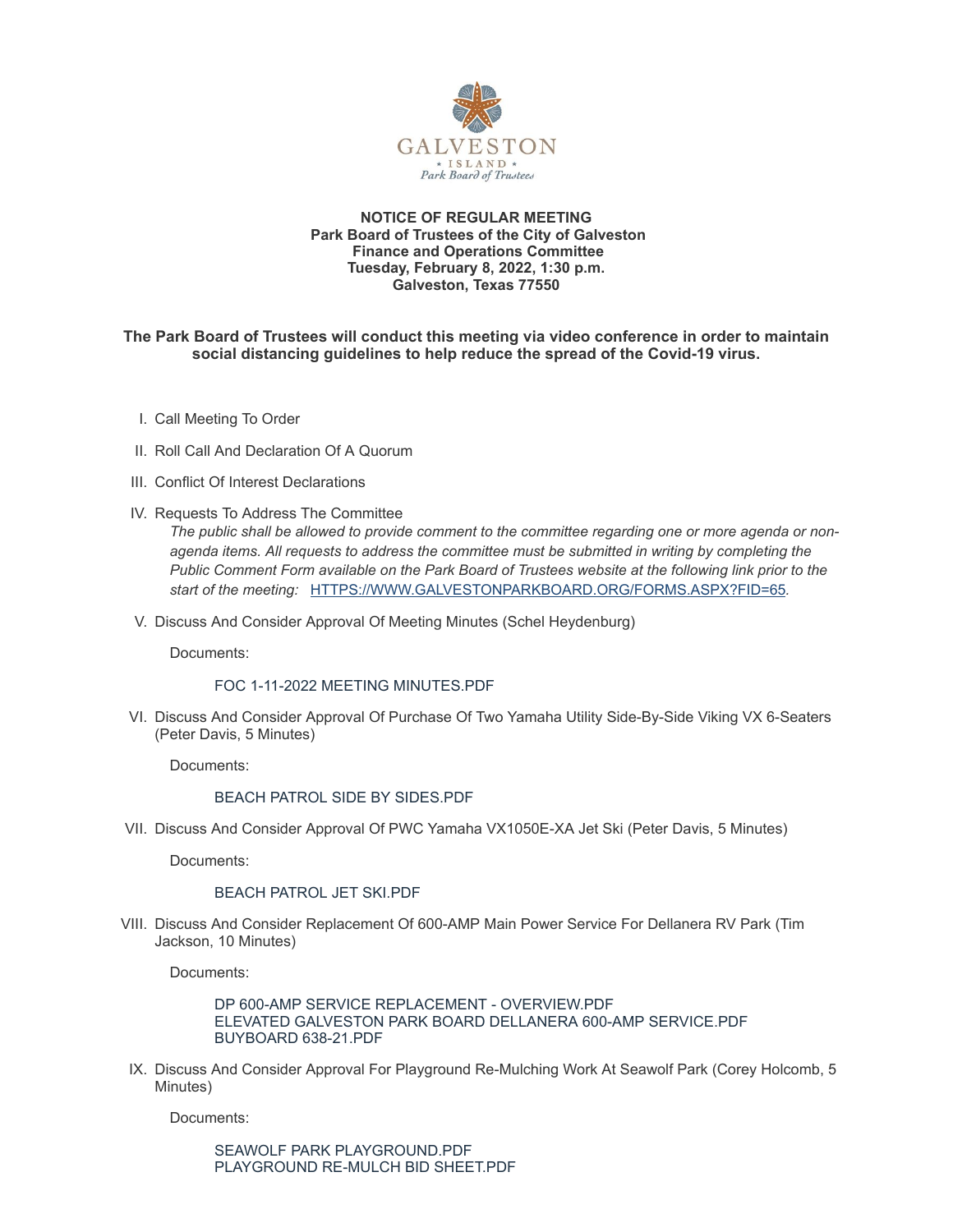**NOTICE OF REGULAR MEETING**
**Park Board of Trustees of the City of Galveston**
**Finance and Operations Committee**
**Tuesday, February 8, 2022, 1:30 p.m.**
**Galveston, Texas 77550**

**The Park Board of Trustees will conduct this meeting via video conference in order to maintain social distancing guidelines to help reduce the spread of the Covid-19 virus.**

I. Call Meeting To Order

II. Roll Call And Declaration Of A Quorum

III. Conflict Of Interest Declarations

IV. Requests To Address The Committee

*The public shall be allowed to provide comment to the committee regarding one or more agenda or non-agenda items. All requests to address the committee must be submitted in writing by completing the Public Comment Form available on the Park Board of Trustees website at the following link prior to the start of the meeting:* HTTPS://WWW.GALVESTONPARKBOARD.ORG/FORMS.ASPX?FID=65*.*

V. Discuss And Consider Approval Of Meeting Minutes (Schel Heydenburg)

Documents:

FOC 1-11-2022 MEETING MINUTES.PDF

VI. Discuss And Consider Approval Of Purchase Of Two Yamaha Utility Side-By-Side Viking VX 6-Seaters (Peter Davis, 5 Minutes)

Documents:

BEACH PATROL SIDE BY SIDES.PDF

VII. Discuss And Consider Approval Of PWC Yamaha VX1050E-XA Jet Ski (Peter Davis, 5 Minutes)

Documents:

BEACH PATROL JET SKI.PDF

VIII. Discuss And Consider Replacement Of 600-AMP Main Power Service For Dellanera RV Park (Tim Jackson, 10 Minutes)

Documents:

DP 600-AMP SERVICE REPLACEMENT - OVERVIEW.PDF
ELEVATED GALVESTON PARK BOARD DELLANERA 600-AMP SERVICE.PDF
BUYBOARD 638-21.PDF

IX. Discuss And Consider Approval For Playground Re-Mulching Work At Seawolf Park (Corey Holcomb, 5 Minutes)

Documents:

SEAWOLF PARK PLAYGROUND.PDF
PLAYGROUND RE-MULCH BID SHEET.PDF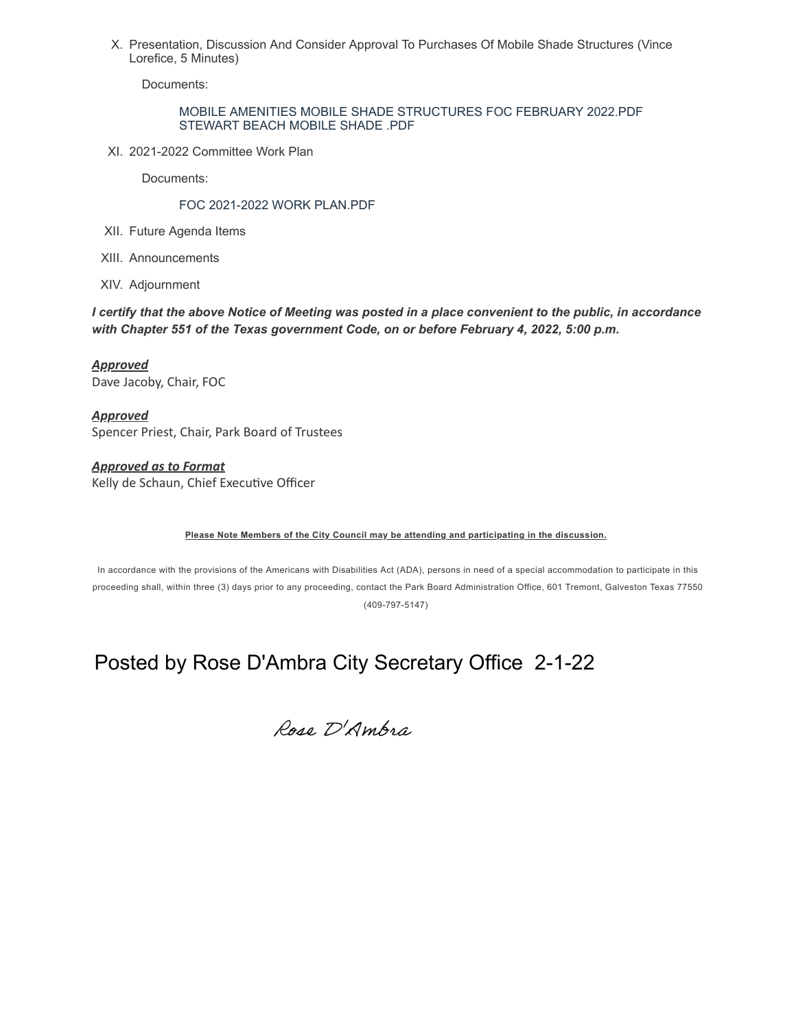X. Presentation, Discussion And Consider Approval To Purchases Of Mobile Shade Structures (Vince Lorefice, 5 Minutes)

Documents:

MOBILE AMENITIES MOBILE SHADE STRUCTURES FOC FEBRUARY 2022.PDF
STEWART BEACH MOBILE SHADE .PDF

XI. 2021-2022 Committee Work Plan

Documents:

FOC 2021-2022 WORK PLAN.PDF

XII. Future Agenda Items

XIII. Announcements

XIV. Adjournment

***I certify that the above Notice of Meeting was posted in a place convenient to the public, in accordance with Chapter 551 of the Texas government Code, on or before February 4, 2022, 5:00 p.m.***

***Approved***
Dave Jacoby, Chair, FOC

***Approved***
Spencer Priest, Chair, Park Board of Trustees

***Approved as to Format***
Kelly de Schaun, Chief Executive Officer

**Please Note Members of the City Council may be attending and participating in the discussion.**

In accordance with the provisions of the Americans with Disabilities Act (ADA), persons in need of a special accommodation to participate in this proceeding shall, within three (3) days prior to any proceeding, contact the Park Board Administration Office, 601 Tremont, Galveston Texas 77550 (409-797-5147)

Posted by Rose D'Ambra City Secretary Office 2-1-22

Rose D'Ambra